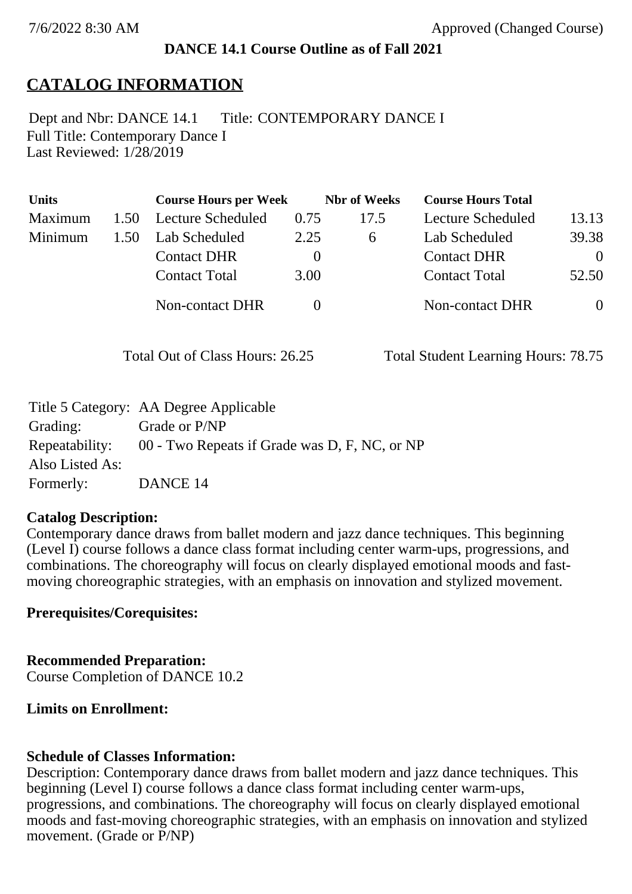7/6/2022 8:30 AM Approved (Changed Course)

**DANCE 14.1 Course Outline as of Fall 2021**

# CATALOG INFORMATION

Dept and Nbr: DANCE 14.1 Title: CONTEMPORARY DANCE I
Full Title: Contemporary Dance I
Last Reviewed: 1/28/2019

| Units | | Course Hours per Week | | Nbr of Weeks | Course Hours Total | |
|---|---|---|---|---|---|---|
| Maximum | 1.50 | Lecture Scheduled | 0.75 | 17.5 | Lecture Scheduled | 13.13 |
| Minimum | 1.50 | Lab Scheduled | 2.25 | 6 | Lab Scheduled | 39.38 |
| | | Contact DHR | 0 | | Contact DHR | 0 |
| | | Contact Total | 3.00 | | Contact Total | 52.50 |
| | | Non-contact DHR | 0 | | Non-contact DHR | 0 |

Total Out of Class Hours: 26.25 Total Student Learning Hours: 78.75

| | |
|---|---|
| Title 5 Category: | AA Degree Applicable |
| Grading: | Grade or P/NP |
| Repeatability: | 00 - Two Repeats if Grade was D, F, NC, or NP |
| Also Listed As: | |
| Formerly: | DANCE 14 |

**Catalog Description:**
Contemporary dance draws from ballet modern and jazz dance techniques. This beginning (Level I) course follows a dance class format including center warm-ups, progressions, and combinations. The choreography will focus on clearly displayed emotional moods and fast-moving choreographic strategies, with an emphasis on innovation and stylized movement.

**Prerequisites/Corequisites:**

**Recommended Preparation:**
Course Completion of DANCE 10.2

**Limits on Enrollment:**

**Schedule of Classes Information:**
Description: Contemporary dance draws from ballet modern and jazz dance techniques. This beginning (Level I) course follows a dance class format including center warm-ups, progressions, and combinations. The choreography will focus on clearly displayed emotional moods and fast-moving choreographic strategies, with an emphasis on innovation and stylized movement. (Grade or P/NP)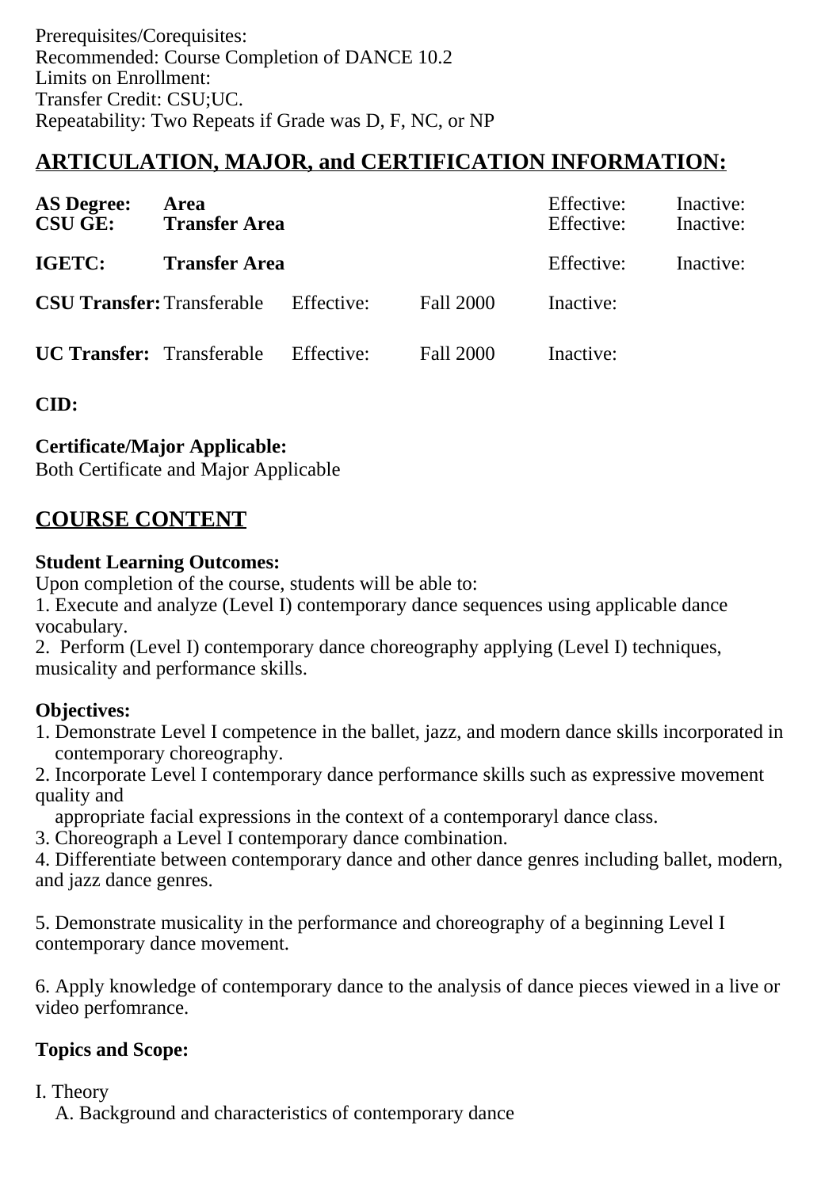Prerequisites/Corequisites:
Recommended: Course Completion of DANCE 10.2
Limits on Enrollment:
Transfer Credit: CSU;UC.
Repeatability: Two Repeats if Grade was D, F, NC, or NP

## ARTICULATION, MAJOR, and CERTIFICATION INFORMATION:

| | | | | | |
|---|---|---|---|---|---|
| **AS Degree:** | **Area** | | | Effective: | Inactive: |
| **CSU GE:** | **Transfer Area** | | | Effective: | Inactive: |
| **IGETC:** | **Transfer Area** | | | Effective: | Inactive: |
| **CSU Transfer:** | Transferable | Effective: | Fall 2000 | Inactive: | |
| **UC Transfer:** | Transferable | Effective: | Fall 2000 | Inactive: | |

**CID:**

**Certificate/Major Applicable:**
Both Certificate and Major Applicable

## COURSE CONTENT

**Student Learning Outcomes:**
Upon completion of the course, students will be able to:
1. Execute and analyze (Level I) contemporary dance sequences using applicable dance vocabulary.
2. Perform (Level I) contemporary dance choreography applying (Level I) techniques, musicality and performance skills.

**Objectives:**
1. Demonstrate Level I competence in the ballet, jazz, and modern dance skills incorporated in contemporary choreography.
2. Incorporate Level I contemporary dance performance skills such as expressive movement quality and
   appropriate facial expressions in the context of a contemporaryl dance class.
3. Choreograph a Level I contemporary dance combination.
4. Differentiate between contemporary dance and other dance genres including ballet, modern, and jazz dance genres.

5. Demonstrate musicality in the performance and choreography of a beginning Level I contemporary dance movement.

6. Apply knowledge of contemporary dance to the analysis of dance pieces viewed in a live or video perfomrance.

**Topics and Scope:**

I. Theory
   A. Background and characteristics of contemporary dance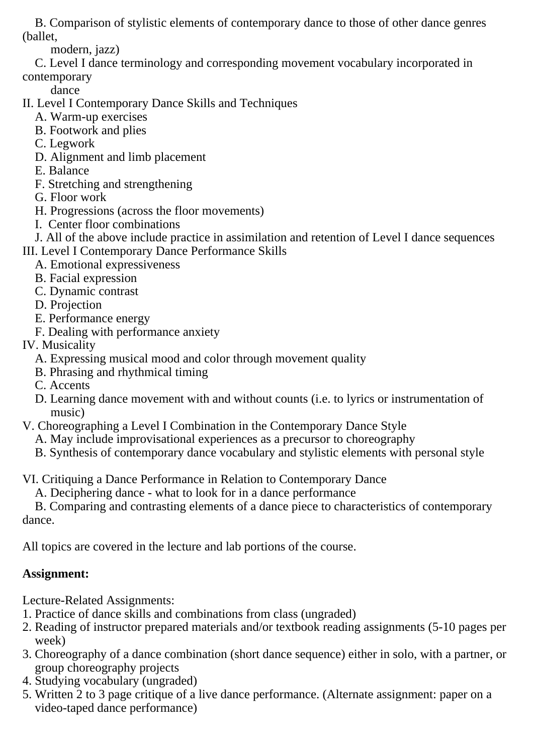B. Comparison of stylistic elements of contemporary dance to those of other dance genres (ballet, modern, jazz)

C. Level I dance terminology and corresponding movement vocabulary incorporated in contemporary dance

II. Level I Contemporary Dance Skills and Techniques
   A. Warm-up exercises
   B. Footwork and plies
   C. Legwork
   D. Alignment and limb placement
   E. Balance
   F. Stretching and strengthening
   G. Floor work
   H. Progressions (across the floor movements)
   I. Center floor combinations
   J. All of the above include practice in assimilation and retention of Level I dance sequences

III. Level I Contemporary Dance Performance Skills
   A. Emotional expressiveness
   B. Facial expression
   C. Dynamic contrast
   D. Projection
   E. Performance energy
   F. Dealing with performance anxiety

IV. Musicality
   A. Expressing musical mood and color through movement quality
   B. Phrasing and rhythmical timing
   C. Accents
   D. Learning dance movement with and without counts (i.e. to lyrics or instrumentation of music)

V. Choreographing a Level I Combination in the Contemporary Dance Style
   A. May include improvisational experiences as a precursor to choreography
   B. Synthesis of contemporary dance vocabulary and stylistic elements with personal style

VI. Critiquing a Dance Performance in Relation to Contemporary Dance
   A. Deciphering dance - what to look for in a dance performance
   B. Comparing and contrasting elements of a dance piece to characteristics of contemporary dance.

All topics are covered in the lecture and lab portions of the course.

**Assignment:**

Lecture-Related Assignments:
1. Practice of dance skills and combinations from class (ungraded)
2. Reading of instructor prepared materials and/or textbook reading assignments (5-10 pages per week)
3. Choreography of a dance combination (short dance sequence) either in solo, with a partner, or group choreography projects
4. Studying vocabulary (ungraded)
5. Written 2 to 3 page critique of a live dance performance. (Alternate assignment: paper on a video-taped dance performance)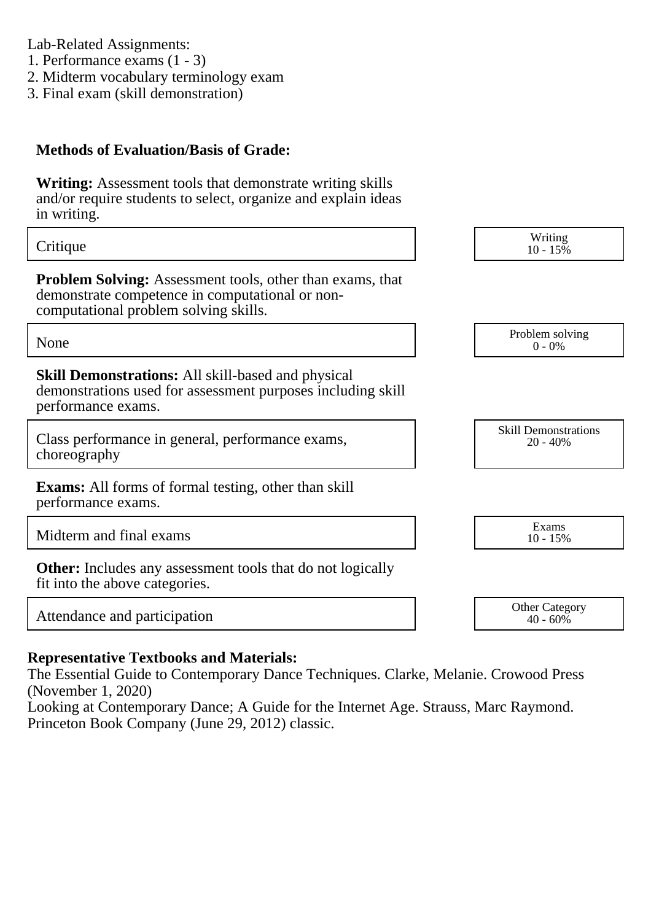Lab-Related Assignments:
1. Performance exams (1 - 3)
2. Midterm vocabulary terminology exam
3. Final exam (skill demonstration)

**Methods of Evaluation/Basis of Grade:**

**Writing:** Assessment tools that demonstrate writing skills and/or require students to select, organize and explain ideas in writing.

| | |
|---|---|
| Critique | Writing<br>10 - 15% |

**Problem Solving:** Assessment tools, other than exams, that demonstrate competence in computational or non-computational problem solving skills.

| | |
|---|---|
| None | Problem solving<br>0 - 0% |

**Skill Demonstrations:** All skill-based and physical demonstrations used for assessment purposes including skill performance exams.

| | |
|---|---|
| Class performance in general, performance exams, choreography | Skill Demonstrations<br>20 - 40% |

**Exams:** All forms of formal testing, other than skill performance exams.

| | |
|---|---|
| Midterm and final exams | Exams<br>10 - 15% |

**Other:** Includes any assessment tools that do not logically fit into the above categories.

| | |
|---|---|
| Attendance and participation | Other Category<br>40 - 60% |

**Representative Textbooks and Materials:**

The Essential Guide to Contemporary Dance Techniques. Clarke, Melanie. Crowood Press (November 1, 2020)

Looking at Contemporary Dance; A Guide for the Internet Age. Strauss, Marc Raymond. Princeton Book Company (June 29, 2012) classic.